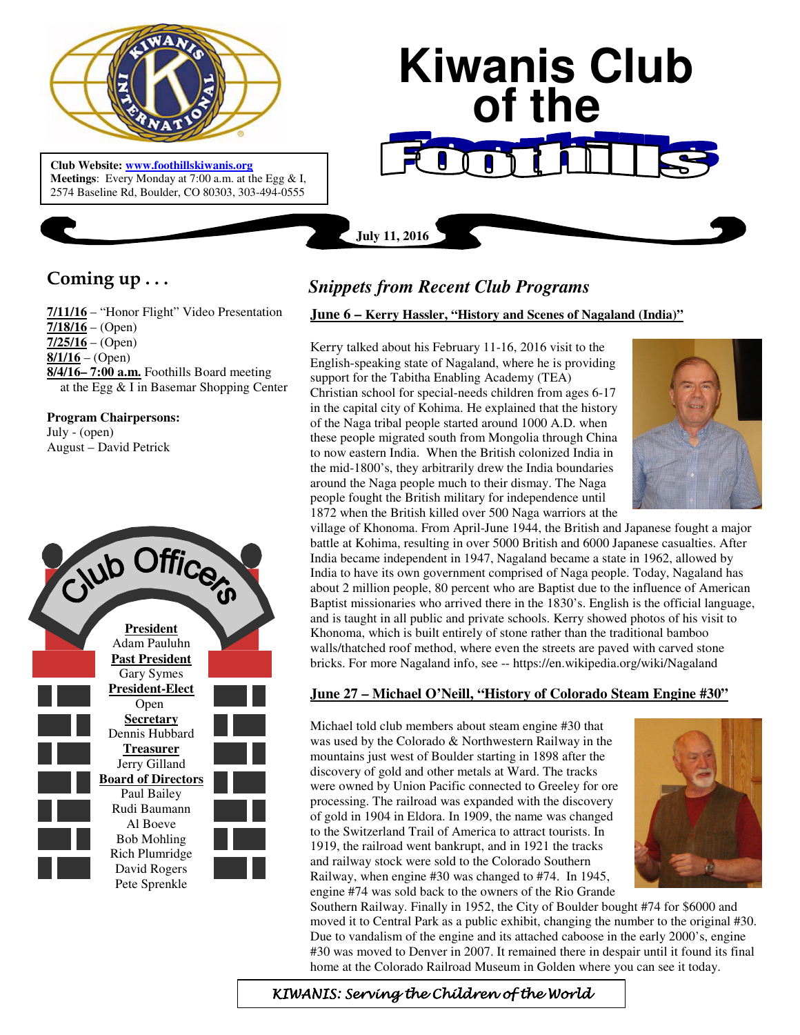# Kiwanis Club of the Foothills

**Club Website:** www.foothillskiwanis.org
**Meetings**: Every Monday at 7:00 a.m. at the Egg & I, 2574 Baseline Rd, Boulder, CO 80303, 303-494-0555

**July 11, 2016**

## Coming up . . .

**7/11/16** – "Honor Flight" Video Presentation
**7/18/16** – (Open)
**7/25/16** – (Open)
**8/1/16** – (Open)
**8/4/16– 7:00 a.m.** Foothills Board meeting at the Egg & I in Basemar Shopping Center

**Program Chairpersons:**
July - (open)
August – David Petrick

## Club Officers

**President**
Adam Pauluhn
**Past President**
Gary Symes
**President-Elect**
Open
**Secretary**
Dennis Hubbard
**Treasurer**
Jerry Gilland
**Board of Directors**
Paul Bailey
Rudi Baumann
Al Boeve
Bob Mohling
Rich Plumridge
David Rogers
Pete Sprenkle

## *Snippets from Recent Club Programs*

### June 6 – Kerry Hassler, "History and Scenes of Nagaland (India)"

Kerry talked about his February 11-16, 2016 visit to the English-speaking state of Nagaland, where he is providing support for the Tabitha Enabling Academy (TEA) Christian school for special-needs children from ages 6-17 in the capital city of Kohima. He explained that the history of the Naga tribal people started around 1000 A.D. when these people migrated south from Mongolia through China to now eastern India. When the British colonized India in the mid-1800's, they arbitrarily drew the India boundaries around the Naga people much to their dismay. The Naga people fought the British military for independence until 1872 when the British killed over 500 Naga warriors at the village of Khonoma. From April-June 1944, the British and Japanese fought a major battle at Kohima, resulting in over 5000 British and 6000 Japanese casualties. After India became independent in 1947, Nagaland became a state in 1962, allowed by India to have its own government comprised of Naga people. Today, Nagaland has about 2 million people, 80 percent who are Baptist due to the influence of American Baptist missionaries who arrived there in the 1830's. English is the official language, and is taught in all public and private schools. Kerry showed photos of his visit to Khonoma, which is built entirely of stone rather than the traditional bamboo walls/thatched roof method, where even the streets are paved with carved stone bricks. For more Nagaland info, see -- https://en.wikipedia.org/wiki/Nagaland

### June 27 – Michael O'Neill, "History of Colorado Steam Engine #30"

Michael told club members about steam engine #30 that was used by the Colorado & Northwestern Railway in the mountains just west of Boulder starting in 1898 after the discovery of gold and other metals at Ward. The tracks were owned by Union Pacific connected to Greeley for ore processing. The railroad was expanded with the discovery of gold in 1904 in Eldora. In 1909, the name was changed to the Switzerland Trail of America to attract tourists. In 1919, the railroad went bankrupt, and in 1921 the tracks and railway stock were sold to the Colorado Southern Railway, when engine #30 was changed to #74. In 1945, engine #74 was sold back to the owners of the Rio Grande Southern Railway. Finally in 1952, the City of Boulder bought #74 for $6000 and moved it to Central Park as a public exhibit, changing the number to the original #30. Due to vandalism of the engine and its attached caboose in the early 2000's, engine #30 was moved to Denver in 2007. It remained there in despair until it found its final home at the Colorado Railroad Museum in Golden where you can see it today.

*KIWANIS: Serving the Children of the World*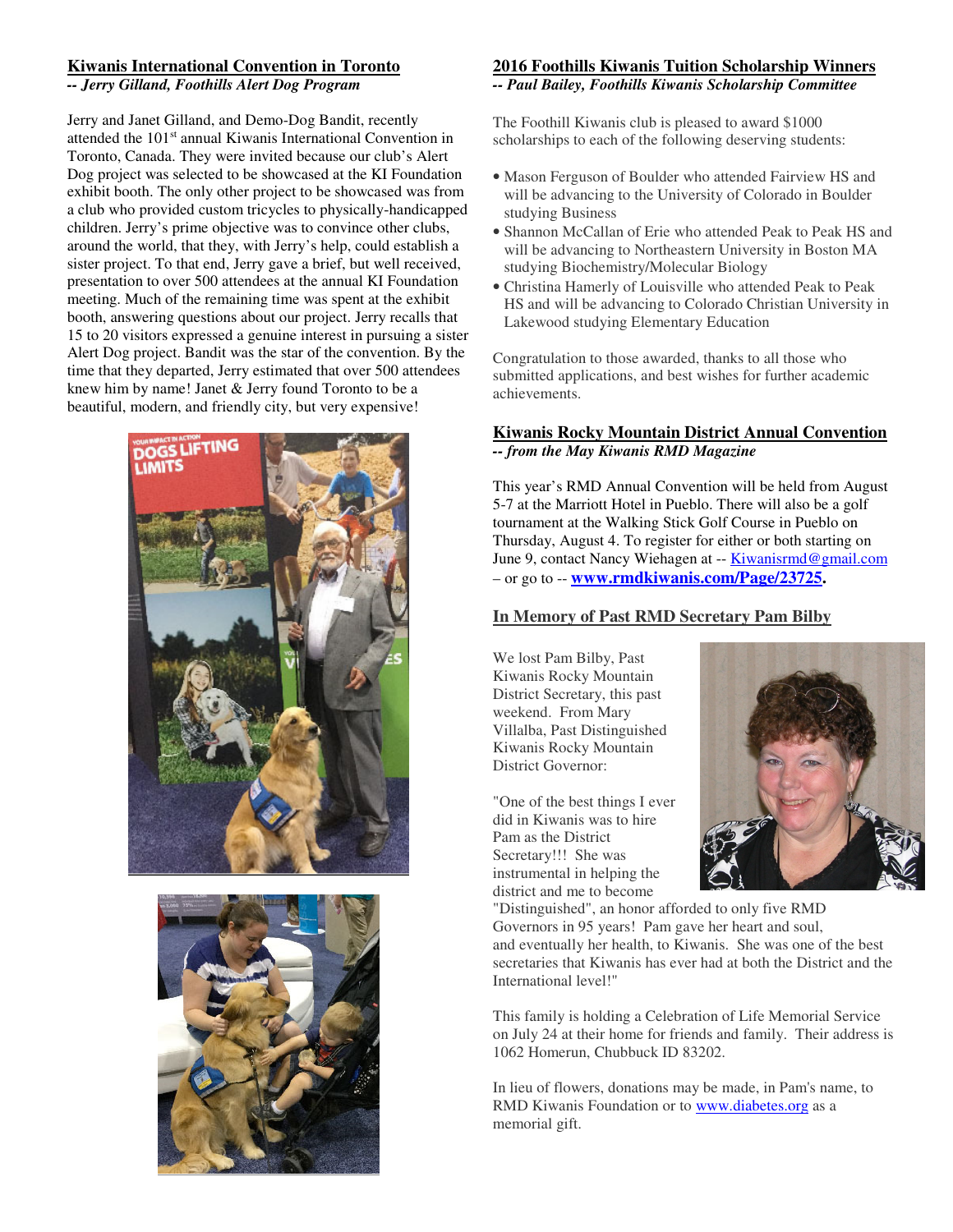## Kiwanis International Convention in Toronto

***-- Jerry Gilland, Foothills Alert Dog Program***

Jerry and Janet Gilland, and Demo-Dog Bandit, recently attended the 101st annual Kiwanis International Convention in Toronto, Canada. They were invited because our club's Alert Dog project was selected to be showcased at the KI Foundation exhibit booth. The only other project to be showcased was from a club who provided custom tricycles to physically-handicapped children. Jerry's prime objective was to convince other clubs, around the world, that they, with Jerry's help, could establish a sister project. To that end, Jerry gave a brief, but well received, presentation to over 500 attendees at the annual KI Foundation meeting. Much of the remaining time was spent at the exhibit booth, answering questions about our project. Jerry recalls that 15 to 20 visitors expressed a genuine interest in pursuing a sister Alert Dog project. Bandit was the star of the convention. By the time that they departed, Jerry estimated that over 500 attendees knew him by name! Janet & Jerry found Toronto to be a beautiful, modern, and friendly city, but very expensive!

## 2016 Foothills Kiwanis Tuition Scholarship Winners

***-- Paul Bailey, Foothills Kiwanis Scholarship Committee***

The Foothill Kiwanis club is pleased to award $1000 scholarships to each of the following deserving students:

- Mason Ferguson of Boulder who attended Fairview HS and will be advancing to the University of Colorado in Boulder studying Business
- Shannon McCallan of Erie who attended Peak to Peak HS and will be advancing to Northeastern University in Boston MA studying Biochemistry/Molecular Biology
- Christina Hamerly of Louisville who attended Peak to Peak HS and will be advancing to Colorado Christian University in Lakewood studying Elementary Education

Congratulation to those awarded, thanks to all those who submitted applications, and best wishes for further academic achievements.

## Kiwanis Rocky Mountain District Annual Convention

***-- from the May Kiwanis RMD Magazine***

This year's RMD Annual Convention will be held from August 5-7 at the Marriott Hotel in Pueblo. There will also be a golf tournament at the Walking Stick Golf Course in Pueblo on Thursday, August 4. To register for either or both starting on June 9, contact Nancy Wiehagen at -- Kiwanisrmd@gmail.com – or go to -- **www.rmdkiwanis.com/Page/23725.**

## In Memory of Past RMD Secretary Pam Bilby

We lost Pam Bilby, Past Kiwanis Rocky Mountain District Secretary, this past weekend. From Mary Villalba, Past Distinguished Kiwanis Rocky Mountain District Governor:

"One of the best things I ever did in Kiwanis was to hire Pam as the District Secretary!!! She was instrumental in helping the district and me to become "Distinguished", an honor afforded to only five RMD Governors in 95 years! Pam gave her heart and soul, and eventually her health, to Kiwanis. She was one of the best secretaries that Kiwanis has ever had at both the District and the International level!"

This family is holding a Celebration of Life Memorial Service on July 24 at their home for friends and family. Their address is 1062 Homerun, Chubbuck ID 83202.

In lieu of flowers, donations may be made, in Pam's name, to RMD Kiwanis Foundation or to www.diabetes.org as a memorial gift.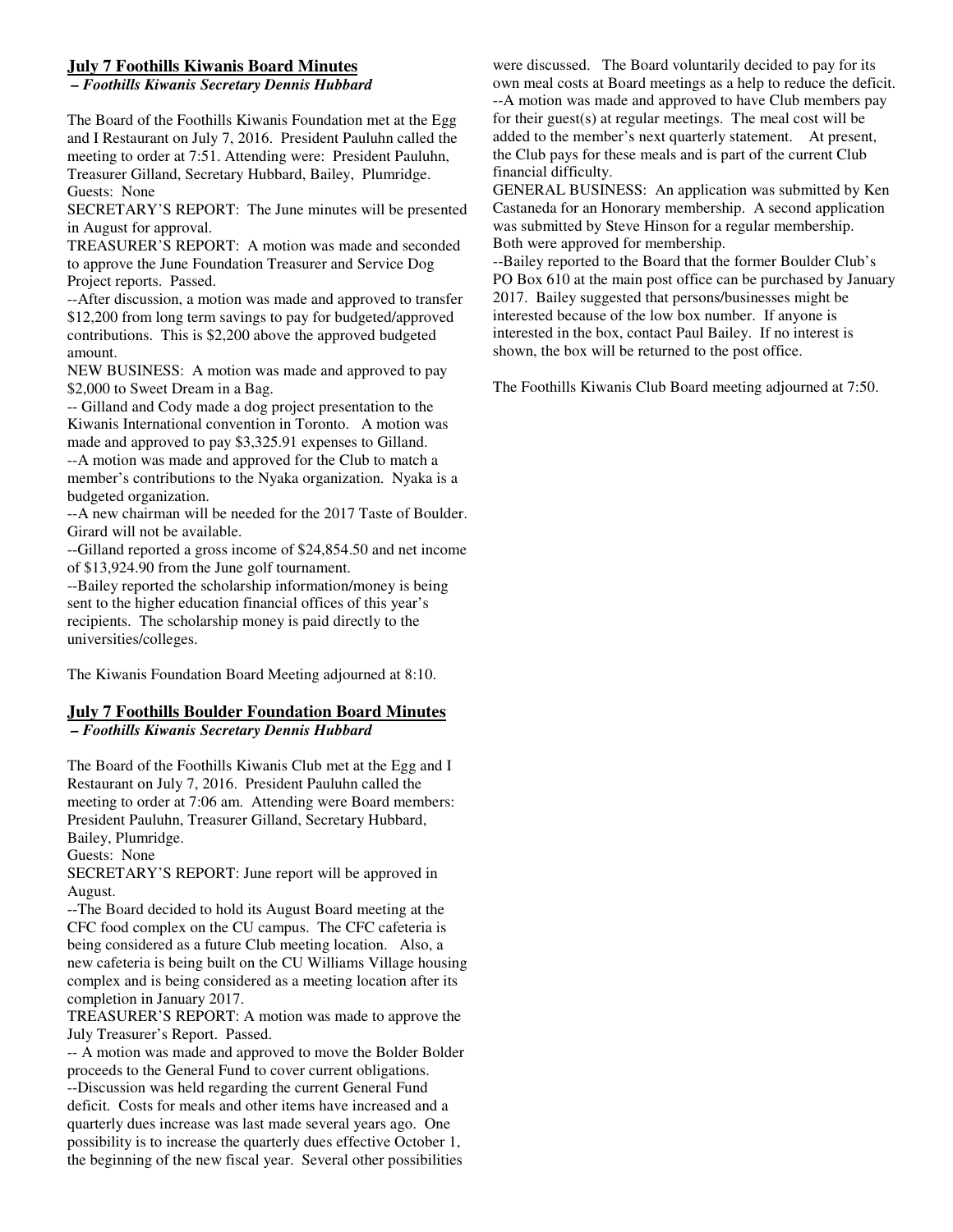## July 7 Foothills Kiwanis Board Minutes

***– Foothills Kiwanis Secretary Dennis Hubbard***

The Board of the Foothills Kiwanis Foundation met at the Egg and I Restaurant on July 7, 2016. President Pauluhn called the meeting to order at 7:51. Attending were: President Pauluhn, Treasurer Gilland, Secretary Hubbard, Bailey, Plumridge.
Guests: None

SECRETARY'S REPORT: The June minutes will be presented in August for approval.

TREASURER'S REPORT: A motion was made and seconded to approve the June Foundation Treasurer and Service Dog Project reports. Passed.

--After discussion, a motion was made and approved to transfer $12,200 from long term savings to pay for budgeted/approved contributions. This is $2,200 above the approved budgeted amount.

NEW BUSINESS: A motion was made and approved to pay $2,000 to Sweet Dream in a Bag.

-- Gilland and Cody made a dog project presentation to the Kiwanis International convention in Toronto. A motion was made and approved to pay $3,325.91 expenses to Gilland.

--A motion was made and approved for the Club to match a member's contributions to the Nyaka organization. Nyaka is a budgeted organization.

--A new chairman will be needed for the 2017 Taste of Boulder. Girard will not be available.

--Gilland reported a gross income of $24,854.50 and net income of $13,924.90 from the June golf tournament.

--Bailey reported the scholarship information/money is being sent to the higher education financial offices of this year's recipients. The scholarship money is paid directly to the universities/colleges.

The Kiwanis Foundation Board Meeting adjourned at 8:10.

## July 7 Foothills Boulder Foundation Board Minutes

***– Foothills Kiwanis Secretary Dennis Hubbard***

The Board of the Foothills Kiwanis Club met at the Egg and I Restaurant on July 7, 2016. President Pauluhn called the meeting to order at 7:06 am. Attending were Board members: President Pauluhn, Treasurer Gilland, Secretary Hubbard, Bailey, Plumridge.
Guests: None

SECRETARY'S REPORT: June report will be approved in August.

--The Board decided to hold its August Board meeting at the CFC food complex on the CU campus. The CFC cafeteria is being considered as a future Club meeting location. Also, a new cafeteria is being built on the CU Williams Village housing complex and is being considered as a meeting location after its completion in January 2017.

TREASURER'S REPORT: A motion was made to approve the July Treasurer's Report. Passed.

-- A motion was made and approved to move the Bolder Bolder proceeds to the General Fund to cover current obligations.

--Discussion was held regarding the current General Fund deficit. Costs for meals and other items have increased and a quarterly dues increase was last made several years ago. One possibility is to increase the quarterly dues effective October 1, the beginning of the new fiscal year. Several other possibilities were discussed. The Board voluntarily decided to pay for its own meal costs at Board meetings as a help to reduce the deficit.

--A motion was made and approved to have Club members pay for their guest(s) at regular meetings. The meal cost will be added to the member's next quarterly statement. At present, the Club pays for these meals and is part of the current Club financial difficulty.

GENERAL BUSINESS: An application was submitted by Ken Castaneda for an Honorary membership. A second application was submitted by Steve Hinson for a regular membership. Both were approved for membership.

--Bailey reported to the Board that the former Boulder Club's PO Box 610 at the main post office can be purchased by January 2017. Bailey suggested that persons/businesses might be interested because of the low box number. If anyone is interested in the box, contact Paul Bailey. If no interest is shown, the box will be returned to the post office.

The Foothills Kiwanis Club Board meeting adjourned at 7:50.